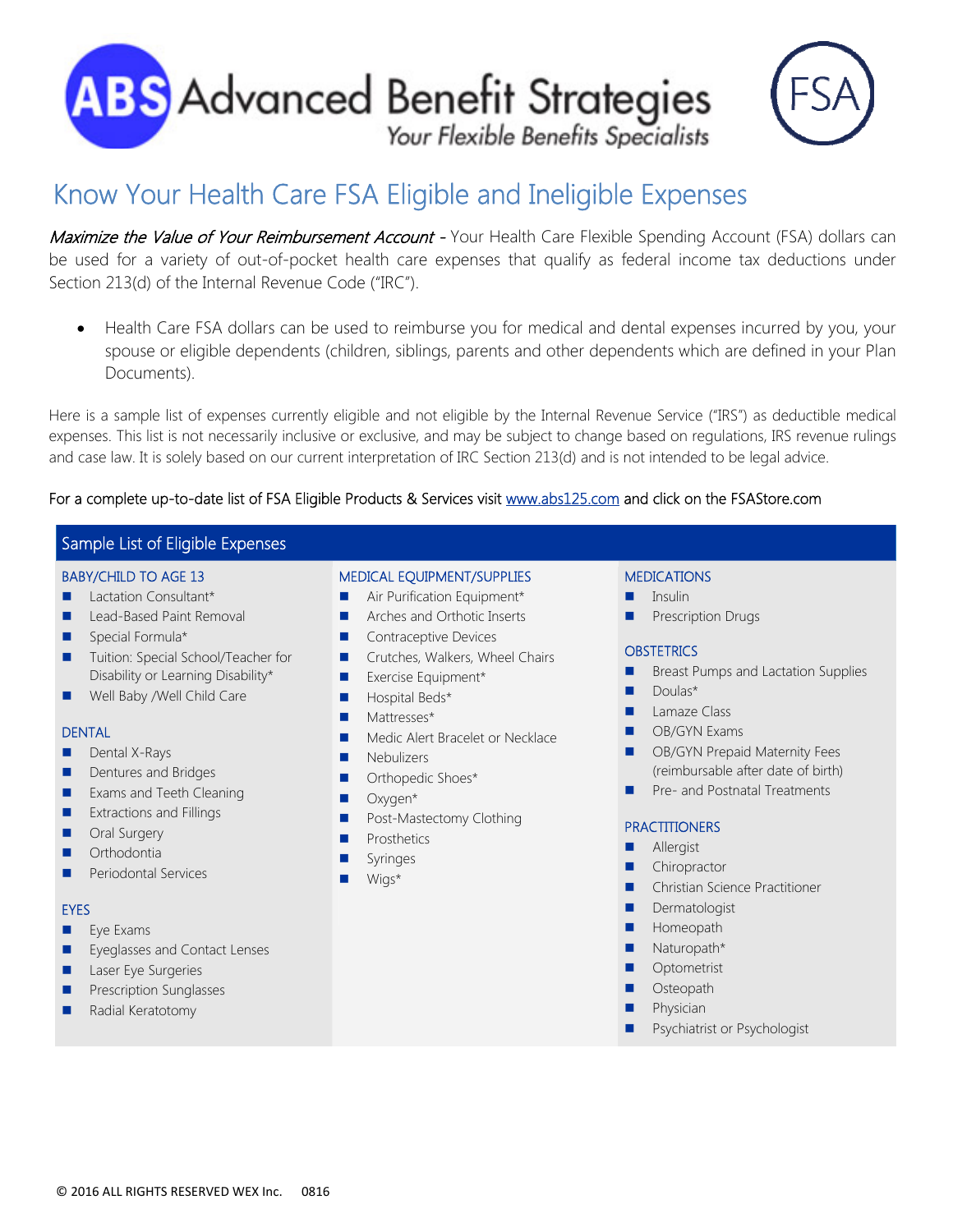ABS Advanced Benefit Strategies

*Your Flexible Benefits Specialists*

FSA

# Know Your Health Care FSA Eligible and Ineligible Expenses

***Maximize the Value of Your Reimbursement Account*** - Your Health Care Flexible Spending Account (FSA) dollars can be used for a variety of out-of-pocket health care expenses that qualify as federal income tax deductions under Section 213(d) of the Internal Revenue Code ("IRC").

- Health Care FSA dollars can be used to reimburse you for medical and dental expenses incurred by you, your spouse or eligible dependents (children, siblings, parents and other dependents which are defined in your Plan Documents).

Here is a sample list of expenses currently eligible and not eligible by the Internal Revenue Service ("IRS") as deductible medical expenses. This list is not necessarily inclusive or exclusive, and may be subject to change based on regulations, IRS revenue rulings and case law. It is solely based on our current interpretation of IRC Section 213(d) and is not intended to be legal advice.

For a complete up-to-date list of FSA Eligible Products & Services visit www.abs125.com and click on the FSAStore.com

## Sample List of Eligible Expenses

### BABY/CHILD TO AGE 13

- Lactation Consultant*
- Lead-Based Paint Removal
- Special Formula*
- Tuition: Special School/Teacher for Disability or Learning Disability*
- Well Baby /Well Child Care

### DENTAL

- Dental X-Rays
- Dentures and Bridges
- Exams and Teeth Cleaning
- Extractions and Fillings
- Oral Surgery
- Orthodontia
- Periodontal Services

### EYES

- Eye Exams
- Eyeglasses and Contact Lenses
- Laser Eye Surgeries
- Prescription Sunglasses
- Radial Keratotomy

### MEDICAL EQUIPMENT/SUPPLIES

- Air Purification Equipment*
- Arches and Orthotic Inserts
- Contraceptive Devices
- Crutches, Walkers, Wheel Chairs
- Exercise Equipment*
- Hospital Beds*
- Mattresses*
- Medic Alert Bracelet or Necklace
- Nebulizers
- Orthopedic Shoes*
- Oxygen*
- Post-Mastectomy Clothing
- Prosthetics
- Syringes
- Wigs*

### MEDICATIONS

- Insulin
- Prescription Drugs

### OBSTETRICS

- Breast Pumps and Lactation Supplies
- Doulas*
- Lamaze Class
- OB/GYN Exams
- OB/GYN Prepaid Maternity Fees (reimbursable after date of birth)
- Pre- and Postnatal Treatments

### PRACTITIONERS

- Allergist
- Chiropractor
- Christian Science Practitioner
- Dermatologist
- Homeopath
- Naturopath*
- Optometrist
- Osteopath
- Physician
- Psychiatrist or Psychologist

© 2016 ALL RIGHTS RESERVED WEX Inc. 0816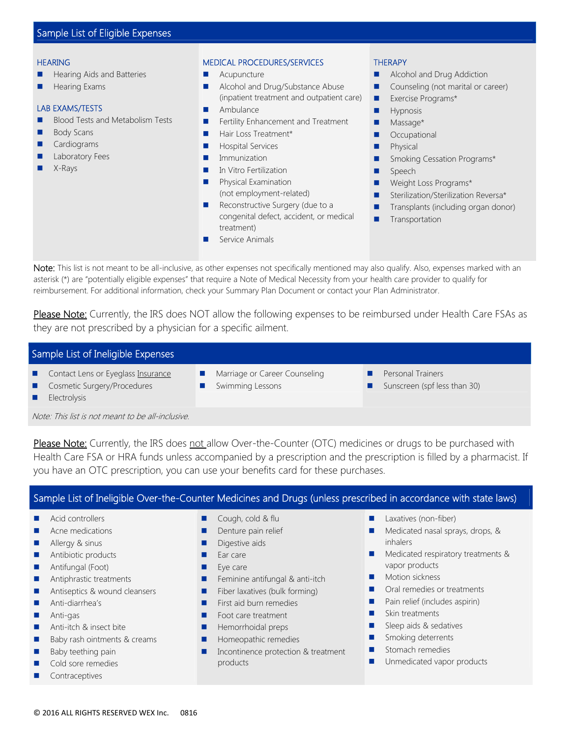## Sample List of Eligible Expenses

### HEARING

- Hearing Aids and Batteries
- Hearing Exams

### LAB EXAMS/TESTS

- Blood Tests and Metabolism Tests
- Body Scans
- Cardiograms
- Laboratory Fees
- X-Rays

### MEDICAL PROCEDURES/SERVICES

- Acupuncture
- Alcohol and Drug/Substance Abuse (inpatient treatment and outpatient care)
- Ambulance
- Fertility Enhancement and Treatment
- Hair Loss Treatment*
- Hospital Services
- Immunization
- In Vitro Fertilization
- Physical Examination (not employment-related)
- Reconstructive Surgery (due to a congenital defect, accident, or medical treatment)
- Service Animals

### THERAPY

- Alcohol and Drug Addiction
- Counseling (not marital or career)
- Exercise Programs*
- Hypnosis
- Massage*
- Occupational
- Physical
- Smoking Cessation Programs*
- Speech
- Weight Loss Programs*
- Sterilization/Sterilization Reversa*
- Transplants (including organ donor)
- Transportation

Note: This list is not meant to be all-inclusive, as other expenses not specifically mentioned may also qualify. Also, expenses marked with an asterisk (*) are "potentially eligible expenses" that require a Note of Medical Necessity from your health care provider to qualify for reimbursement. For additional information, check your Summary Plan Document or contact your Plan Administrator.

<u>Please Note:</u> Currently, the IRS does NOT allow the following expenses to be reimbursed under Health Care FSAs as they are not prescribed by a physician for a specific ailment.

## Sample List of Ineligible Expenses

- Contact Lens or Eyeglass <u>Insurance</u>
- Cosmetic Surgery/Procedures
- Electrolysis
- Marriage or Career Counseling
- Swimming Lessons
- Personal Trainers
- Sunscreen (spf less than 30)

*Note: This list is not meant to be all-inclusive.*

<u>Please Note:</u> Currently, the IRS does <u>not</u> allow Over-the-Counter (OTC) medicines or drugs to be purchased with Health Care FSA or HRA funds unless accompanied by a prescription and the prescription is filled by a pharmacist. If you have an OTC prescription, you can use your benefits card for these purchases.

## Sample List of Ineligible Over-the-Counter Medicines and Drugs (unless prescribed in accordance with state laws)

- Acid controllers
- Acne medications
- Allergy & sinus
- Antibiotic products
- Antifungal (Foot)
- Antiphrastic treatments
- Antiseptics & wound cleansers
- Anti-diarrhea's
- Anti-gas
- Anti-itch & insect bite
- Baby rash ointments & creams
- Baby teething pain
- Cold sore remedies
- Contraceptives
- Cough, cold & flu
- Denture pain relief
- Digestive aids
- Ear care
- Eye care
- Feminine antifungal & anti-itch
- Fiber laxatives (bulk forming)
- First aid burn remedies
- Foot care treatment
- Hemorrhoidal preps
- Homeopathic remedies
- Incontinence protection & treatment products
- Laxatives (non-fiber)
- Medicated nasal sprays, drops, & inhalers
- Medicated respiratory treatments & vapor products
- Motion sickness
- Oral remedies or treatments
- Pain relief (includes aspirin)
- Skin treatments
- Sleep aids & sedatives
- Smoking deterrents
- Stomach remedies
- Unmedicated vapor products

© 2016 ALL RIGHTS RESERVED WEX Inc. 0816